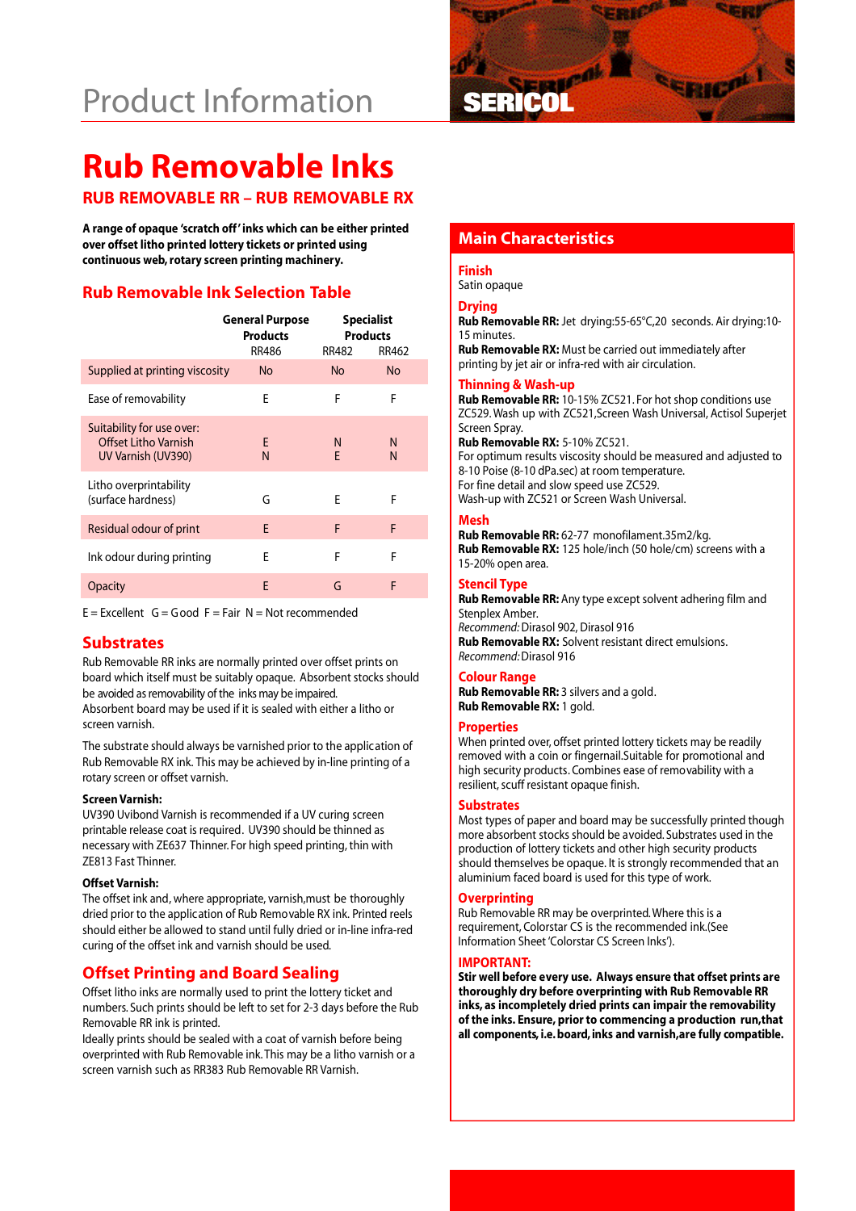# Product Information

SERICOL

# Rub Removable Inks

### RUB REMOVABLE RR – RUB REMOVABLE RX

**A range of opaque 'scratch off' inks which can be either printed over offset litho printed lottery tickets or printed using continuous web, rotary screen printing machinery.**

## Rub Removable Ink Selection Table

| | General Purpose Products | Specialist Products | |
|---|---|---|---|
| | RR486 | RR482 | RR462 |
| Supplied at printing viscosity | No | No | No |
| Ease of removability | E | F | F |
| Suitability for use over: Offset Litho Varnish | E | N | N |
| UV Varnish (UV390) | N | E | N |
| Litho overprintability (surface hardness) | G | E | F |
| Residual odour of print | E | F | F |
| Ink odour during printing | E | F | F |
| Opacity | E | G | F |

E = Excellent G = Good F = Fair N = Not recommended

## Substrates

Rub Removable RR inks are normally printed over offset prints on board which itself must be suitably opaque. Absorbent stocks should be avoided as removability of the inks may be impaired.
Absorbent board may be used if it is sealed with either a litho or screen varnish.

The substrate should always be varnished prior to the application of Rub Removable RX ink. This may be achieved by in-line printing of a rotary screen or offset varnish.

**Screen Varnish:**
UV390 Uvibond Varnish is recommended if a UV curing screen printable release coat is required. UV390 should be thinned as necessary with ZE637 Thinner. For high speed printing, thin with ZE813 Fast Thinner.

**Offset Varnish:**
The offset ink and, where appropriate, varnish, must be thoroughly dried prior to the application of Rub Removable RX ink. Printed reels should either be allowed to stand until fully dried or in-line infra-red curing of the offset ink and varnish should be used.

## Offset Printing and Board Sealing

Offset litho inks are normally used to print the lottery ticket and numbers. Such prints should be left to set for 2-3 days before the Rub Removable RR ink is printed.
Ideally prints should be sealed with a coat of varnish before being overprinted with Rub Removable ink. This may be a litho varnish or a screen varnish such as RR383 Rub Removable RR Varnish.

## Main Characteristics

### Finish
Satin opaque

### Drying
**Rub Removable RR:** Jet drying: 55-65°C, 20 seconds. Air drying: 10-15 minutes.
**Rub Removable RX:** Must be carried out immediately after printing by jet air or infra-red with air circulation.

### Thinning & Wash-up
**Rub Removable RR:** 10-15% ZC521. For hot shop conditions use ZC529. Wash up with ZC521, Screen Wash Universal, Actisol Superjet Screen Spray.
**Rub Removable RX:** 5-10% ZC521.
For optimum results viscosity should be measured and adjusted to 8-10 Poise (8-10 dPa.sec) at room temperature.
For fine detail and slow speed use ZC529.
Wash-up with ZC521 or Screen Wash Universal.

### Mesh
**Rub Removable RR:** 62-77 monofilament. 35m2/kg.
**Rub Removable RX:** 125 hole/inch (50 hole/cm) screens with a 15-20% open area.

### Stencil Type
**Rub Removable RR:** Any type except solvent adhering film and Stenplex Amber.
*Recommend:* Dirasol 902, Dirasol 916
**Rub Removable RX:** Solvent resistant direct emulsions.
*Recommend:* Dirasol 916

### Colour Range
**Rub Removable RR:** 3 silvers and a gold.
**Rub Removable RX:** 1 gold.

### Properties
When printed over, offset printed lottery tickets may be readily removed with a coin or fingernail. Suitable for promotional and high security products. Combines ease of removability with a resilient, scuff resistant opaque finish.

### Substrates
Most types of paper and board may be successfully printed though more absorbent stocks should be avoided. Substrates used in the production of lottery tickets and other high security products should themselves be opaque. It is strongly recommended that an aluminium faced board is used for this type of work.

### Overprinting
Rub Removable RR may be overprinted. Where this is a requirement, Colorstar CS is the recommended ink. (See Information Sheet 'Colorstar CS Screen Inks').

### IMPORTANT:
**Stir well before every use. Always ensure that offset prints are thoroughly dry before overprinting with Rub Removable RR inks, as incompletely dried prints can impair the removability of the inks. Ensure, prior to commencing a production run, that all components, i.e. board, inks and varnish, are fully compatible.**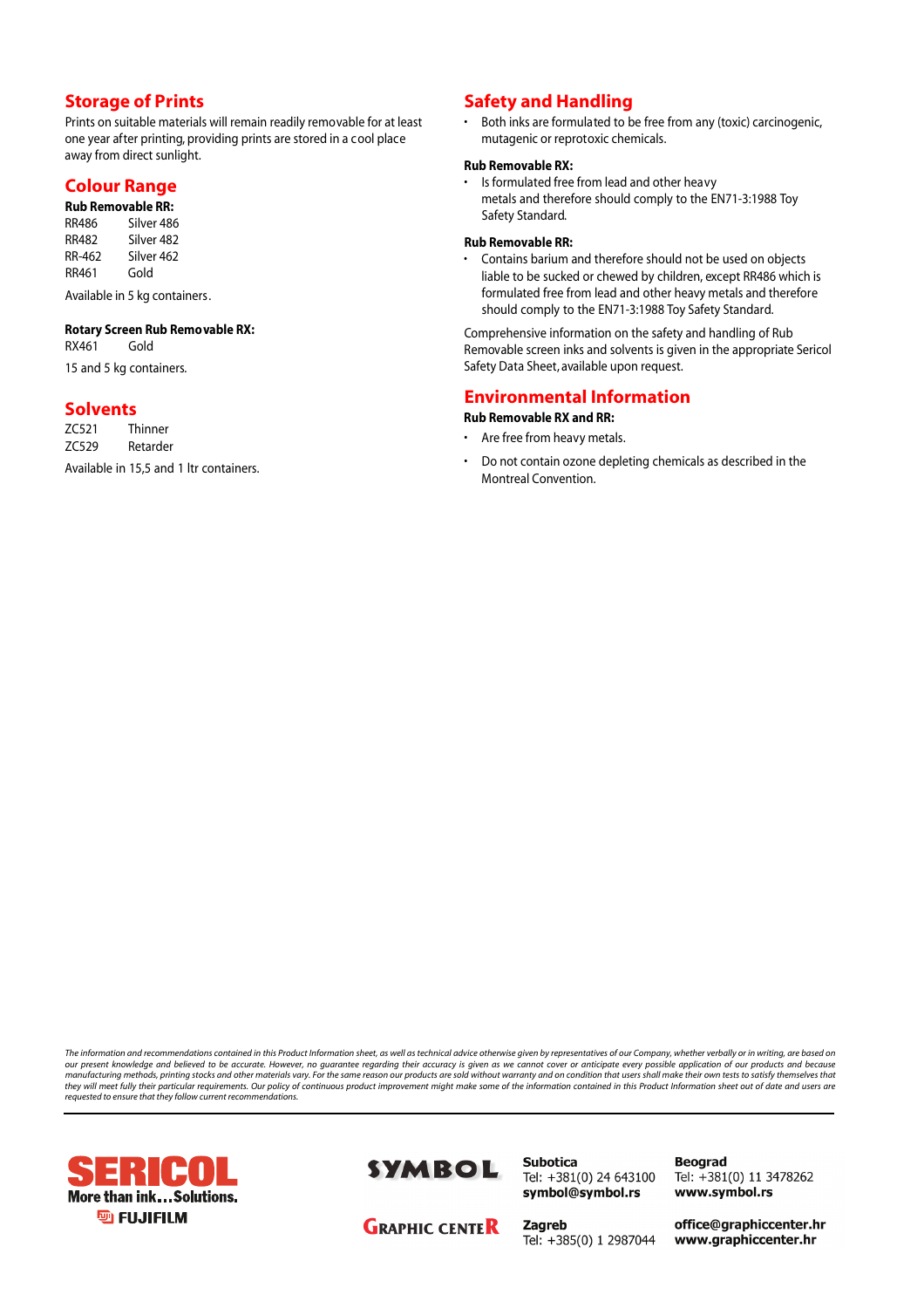## Storage of Prints

Prints on suitable materials will remain readily removable for at least one year after printing, providing prints are stored in a cool place away from direct sunlight.

## Colour Range

**Rub Removable RR:**

| | |
|---|---|
| RR486 | Silver 486 |
| RR482 | Silver 482 |
| RR-462 | Silver 462 |
| RR461 | Gold |

Available in 5 kg containers.

**Rotary Screen Rub Removable RX:**

| | |
|---|---|
| RX461 | Gold |

15 and 5 kg containers.

## Solvents

| | |
|---|---|
| ZC521 | Thinner |
| ZC529 | Retarder |

Available in 15,5 and 1 ltr containers.

## Safety and Handling

- Both inks are formulated to be free from any (toxic) carcinogenic, mutagenic or reprotoxic chemicals.

**Rub Removable RX:**

- Is formulated free from lead and other heavy metals and therefore should comply to the EN71-3:1988 Toy Safety Standard.

**Rub Removable RR:**

- Contains barium and therefore should not be used on objects liable to be sucked or chewed by children, except RR486 which is formulated free from lead and other heavy metals and therefore should comply to the EN71-3:1988 Toy Safety Standard.

Comprehensive information on the safety and handling of Rub Removable screen inks and solvents is given in the appropriate Sericol Safety Data Sheet, available upon request.

## Environmental Information

**Rub Removable RX and RR:**

- Are free from heavy metals.
- Do not contain ozone depleting chemicals as described in the Montreal Convention.

*The information and recommendations contained in this Product Information sheet, as well as technical advice otherwise given by representatives of our Company, whether verbally or in writing, are based on our present knowledge and believed to be accurate. However, no guarantee regarding their accuracy is given as we cannot cover or anticipate every possible application of our products and because manufacturing methods, printing stocks and other materials vary. For the same reason our products are sold without warranty and on condition that users shall make their own tests to satisfy themselves that they will meet fully their particular requirements. Our policy of continuous product improvement might make some of the information contained in this Product Information sheet out of date and users are requested to ensure that they follow current recommendations.*

SERICOL
More than ink…Solutions.
FUJIFILM

SYMBOL

**Subotica**
Tel: +381(0) 24 643100
**symbol@symbol.rs**

**Beograd**
Tel: +381(0) 11 3478262
**www.symbol.rs**

GRAPHIC CENTER

**Zagreb**
Tel: +385(0) 1 2987044

**office@graphiccenter.hr**
**www.graphiccenter.hr**